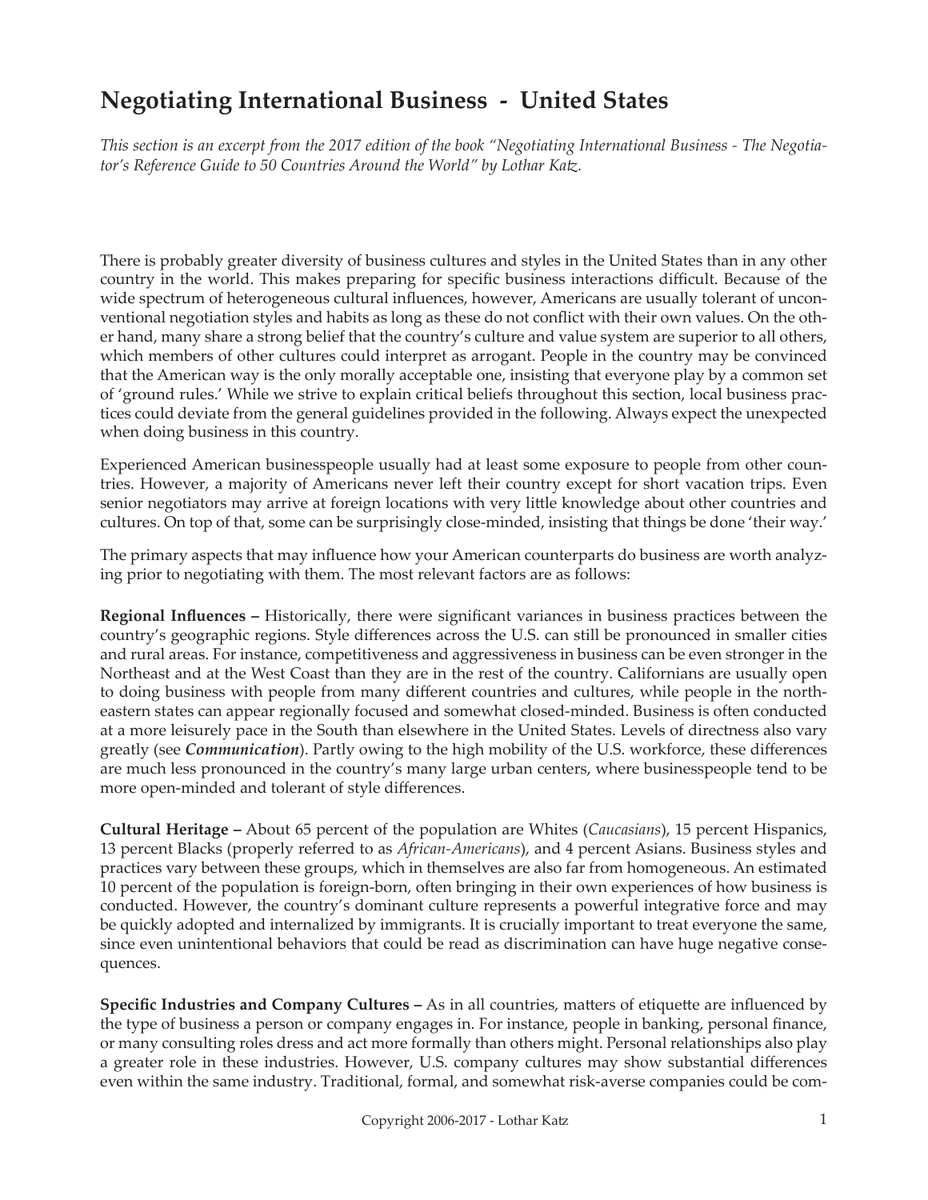# Negotiating International Business - United States

*This section is an excerpt from the 2017 edition of the book "Negotiating International Business - The Negotiator's Reference Guide to 50 Countries Around the World" by Lothar Katz.*

There is probably greater diversity of business cultures and styles in the United States than in any other country in the world. This makes preparing for specific business interactions difficult. Because of the wide spectrum of heterogeneous cultural influences, however, Americans are usually tolerant of unconventional negotiation styles and habits as long as these do not conflict with their own values. On the other hand, many share a strong belief that the country's culture and value system are superior to all others, which members of other cultures could interpret as arrogant. People in the country may be convinced that the American way is the only morally acceptable one, insisting that everyone play by a common set of 'ground rules.' While we strive to explain critical beliefs throughout this section, local business practices could deviate from the general guidelines provided in the following. Always expect the unexpected when doing business in this country.

Experienced American businesspeople usually had at least some exposure to people from other countries. However, a majority of Americans never left their country except for short vacation trips. Even senior negotiators may arrive at foreign locations with very little knowledge about other countries and cultures. On top of that, some can be surprisingly close-minded, insisting that things be done 'their way.'

The primary aspects that may influence how your American counterparts do business are worth analyzing prior to negotiating with them. The most relevant factors are as follows:

**Regional Influences –** Historically, there were significant variances in business practices between the country's geographic regions. Style differences across the U.S. can still be pronounced in smaller cities and rural areas. For instance, competitiveness and aggressiveness in business can be even stronger in the Northeast and at the West Coast than they are in the rest of the country. Californians are usually open to doing business with people from many different countries and cultures, while people in the northeastern states can appear regionally focused and somewhat closed-minded. Business is often conducted at a more leisurely pace in the South than elsewhere in the United States. Levels of directness also vary greatly (see ***Communication***). Partly owing to the high mobility of the U.S. workforce, these differences are much less pronounced in the country's many large urban centers, where businesspeople tend to be more open-minded and tolerant of style differences.

**Cultural Heritage –** About 65 percent of the population are Whites (*Caucasians*), 15 percent Hispanics, 13 percent Blacks (properly referred to as *African-Americans*), and 4 percent Asians. Business styles and practices vary between these groups, which in themselves are also far from homogeneous. An estimated 10 percent of the population is foreign-born, often bringing in their own experiences of how business is conducted. However, the country's dominant culture represents a powerful integrative force and may be quickly adopted and internalized by immigrants. It is crucially important to treat everyone the same, since even unintentional behaviors that could be read as discrimination can have huge negative consequences.

**Specific Industries and Company Cultures –** As in all countries, matters of etiquette are influenced by the type of business a person or company engages in. For instance, people in banking, personal finance, or many consulting roles dress and act more formally than others might. Personal relationships also play a greater role in these industries. However, U.S. company cultures may show substantial differences even within the same industry. Traditional, formal, and somewhat risk-averse companies could be com-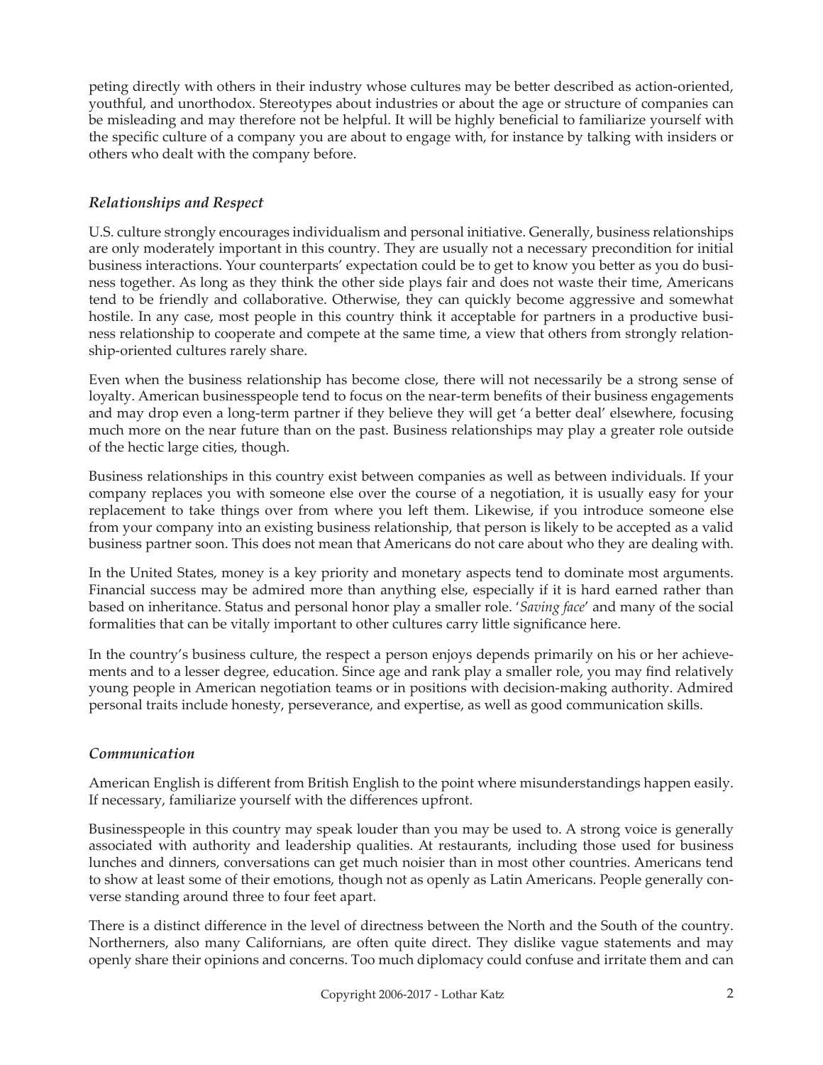peting directly with others in their industry whose cultures may be better described as action-oriented, youthful, and unorthodox. Stereotypes about industries or about the age or structure of companies can be misleading and may therefore not be helpful. It will be highly beneficial to familiarize yourself with the specific culture of a company you are about to engage with, for instance by talking with insiders or others who dealt with the company before.

### *Relationships and Respect*

U.S. culture strongly encourages individualism and personal initiative. Generally, business relationships are only moderately important in this country. They are usually not a necessary precondition for initial business interactions. Your counterparts' expectation could be to get to know you better as you do business together. As long as they think the other side plays fair and does not waste their time, Americans tend to be friendly and collaborative. Otherwise, they can quickly become aggressive and somewhat hostile. In any case, most people in this country think it acceptable for partners in a productive business relationship to cooperate and compete at the same time, a view that others from strongly relationship-oriented cultures rarely share.

Even when the business relationship has become close, there will not necessarily be a strong sense of loyalty. American businesspeople tend to focus on the near-term benefits of their business engagements and may drop even a long-term partner if they believe they will get 'a better deal' elsewhere, focusing much more on the near future than on the past. Business relationships may play a greater role outside of the hectic large cities, though.

Business relationships in this country exist between companies as well as between individuals. If your company replaces you with someone else over the course of a negotiation, it is usually easy for your replacement to take things over from where you left them. Likewise, if you introduce someone else from your company into an existing business relationship, that person is likely to be accepted as a valid business partner soon. This does not mean that Americans do not care about who they are dealing with.

In the United States, money is a key priority and monetary aspects tend to dominate most arguments. Financial success may be admired more than anything else, especially if it is hard earned rather than based on inheritance. Status and personal honor play a smaller role. '*Saving face*' and many of the social formalities that can be vitally important to other cultures carry little significance here.

In the country's business culture, the respect a person enjoys depends primarily on his or her achievements and to a lesser degree, education. Since age and rank play a smaller role, you may find relatively young people in American negotiation teams or in positions with decision-making authority. Admired personal traits include honesty, perseverance, and expertise, as well as good communication skills.

### *Communication*

American English is different from British English to the point where misunderstandings happen easily. If necessary, familiarize yourself with the differences upfront.

Businesspeople in this country may speak louder than you may be used to. A strong voice is generally associated with authority and leadership qualities. At restaurants, including those used for business lunches and dinners, conversations can get much noisier than in most other countries. Americans tend to show at least some of their emotions, though not as openly as Latin Americans. People generally converse standing around three to four feet apart.

There is a distinct difference in the level of directness between the North and the South of the country. Northerners, also many Californians, are often quite direct. They dislike vague statements and may openly share their opinions and concerns. Too much diplomacy could confuse and irritate them and can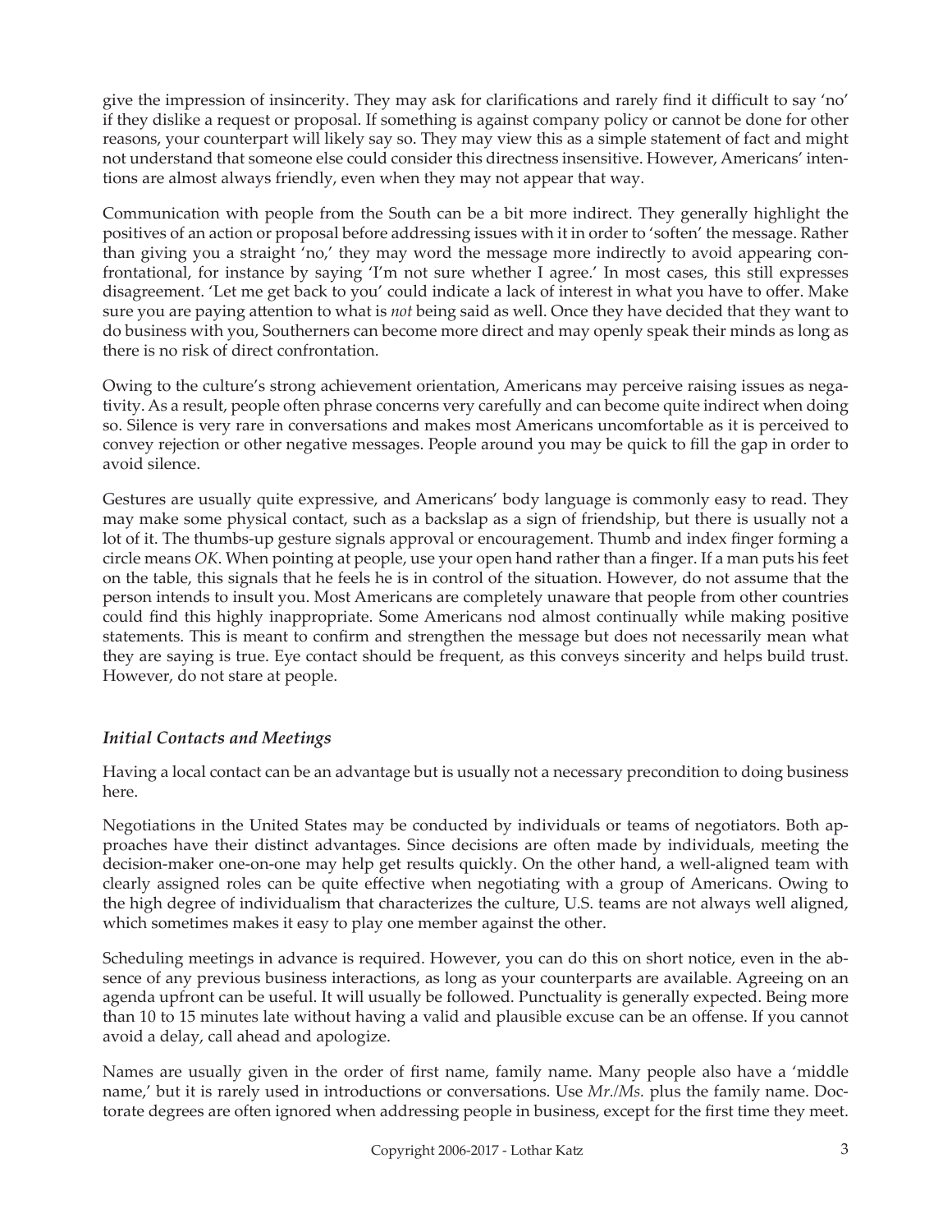give the impression of insincerity. They may ask for clarifications and rarely find it difficult to say 'no' if they dislike a request or proposal. If something is against company policy or cannot be done for other reasons, your counterpart will likely say so. They may view this as a simple statement of fact and might not understand that someone else could consider this directness insensitive. However, Americans' intentions are almost always friendly, even when they may not appear that way.

Communication with people from the South can be a bit more indirect. They generally highlight the positives of an action or proposal before addressing issues with it in order to 'soften' the message. Rather than giving you a straight 'no,' they may word the message more indirectly to avoid appearing confrontational, for instance by saying 'I'm not sure whether I agree.' In most cases, this still expresses disagreement. 'Let me get back to you' could indicate a lack of interest in what you have to offer. Make sure you are paying attention to what is *not* being said as well. Once they have decided that they want to do business with you, Southerners can become more direct and may openly speak their minds as long as there is no risk of direct confrontation.

Owing to the culture's strong achievement orientation, Americans may perceive raising issues as negativity. As a result, people often phrase concerns very carefully and can become quite indirect when doing so. Silence is very rare in conversations and makes most Americans uncomfortable as it is perceived to convey rejection or other negative messages. People around you may be quick to fill the gap in order to avoid silence.

Gestures are usually quite expressive, and Americans' body language is commonly easy to read. They may make some physical contact, such as a backslap as a sign of friendship, but there is usually not a lot of it. The thumbs-up gesture signals approval or encouragement. Thumb and index finger forming a circle means *OK*. When pointing at people, use your open hand rather than a finger. If a man puts his feet on the table, this signals that he feels he is in control of the situation. However, do not assume that the person intends to insult you. Most Americans are completely unaware that people from other countries could find this highly inappropriate. Some Americans nod almost continually while making positive statements. This is meant to confirm and strengthen the message but does not necessarily mean what they are saying is true. Eye contact should be frequent, as this conveys sincerity and helps build trust. However, do not stare at people.

### *Initial Contacts and Meetings*

Having a local contact can be an advantage but is usually not a necessary precondition to doing business here.

Negotiations in the United States may be conducted by individuals or teams of negotiators. Both approaches have their distinct advantages. Since decisions are often made by individuals, meeting the decision-maker one-on-one may help get results quickly. On the other hand, a well-aligned team with clearly assigned roles can be quite effective when negotiating with a group of Americans. Owing to the high degree of individualism that characterizes the culture, U.S. teams are not always well aligned, which sometimes makes it easy to play one member against the other.

Scheduling meetings in advance is required. However, you can do this on short notice, even in the absence of any previous business interactions, as long as your counterparts are available. Agreeing on an agenda upfront can be useful. It will usually be followed. Punctuality is generally expected. Being more than 10 to 15 minutes late without having a valid and plausible excuse can be an offense. If you cannot avoid a delay, call ahead and apologize.

Names are usually given in the order of first name, family name. Many people also have a 'middle name,' but it is rarely used in introductions or conversations. Use *Mr./Ms.* plus the family name. Doctorate degrees are often ignored when addressing people in business, except for the first time they meet.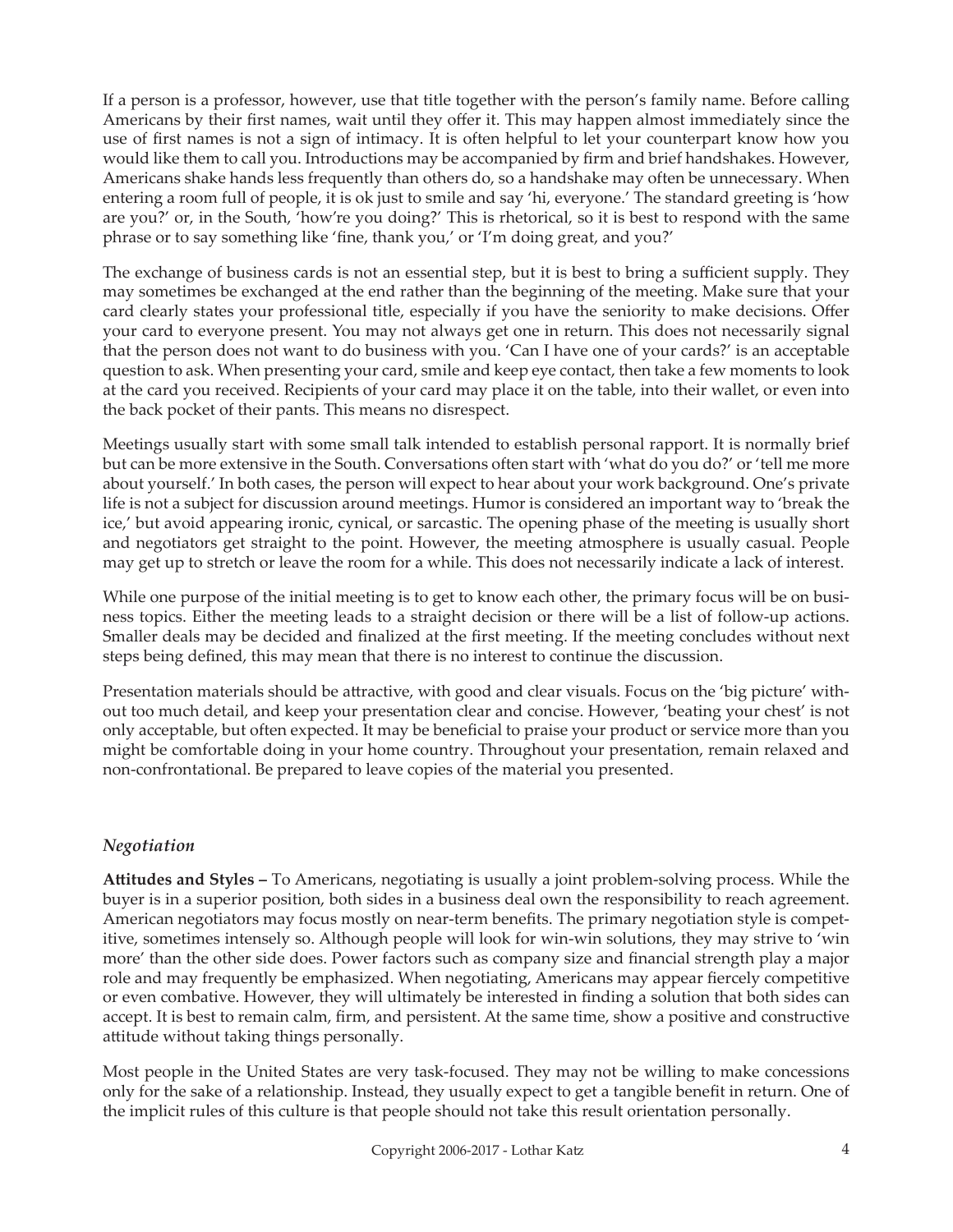If a person is a professor, however, use that title together with the person's family name. Before calling Americans by their first names, wait until they offer it. This may happen almost immediately since the use of first names is not a sign of intimacy. It is often helpful to let your counterpart know how you would like them to call you. Introductions may be accompanied by firm and brief handshakes. However, Americans shake hands less frequently than others do, so a handshake may often be unnecessary. When entering a room full of people, it is ok just to smile and say 'hi, everyone.' The standard greeting is 'how are you?' or, in the South, 'how're you doing?' This is rhetorical, so it is best to respond with the same phrase or to say something like 'fine, thank you,' or 'I'm doing great, and you?'

The exchange of business cards is not an essential step, but it is best to bring a sufficient supply. They may sometimes be exchanged at the end rather than the beginning of the meeting. Make sure that your card clearly states your professional title, especially if you have the seniority to make decisions. Offer your card to everyone present. You may not always get one in return. This does not necessarily signal that the person does not want to do business with you. 'Can I have one of your cards?' is an acceptable question to ask. When presenting your card, smile and keep eye contact, then take a few moments to look at the card you received. Recipients of your card may place it on the table, into their wallet, or even into the back pocket of their pants. This means no disrespect.

Meetings usually start with some small talk intended to establish personal rapport. It is normally brief but can be more extensive in the South. Conversations often start with 'what do you do?' or 'tell me more about yourself.' In both cases, the person will expect to hear about your work background. One's private life is not a subject for discussion around meetings. Humor is considered an important way to 'break the ice,' but avoid appearing ironic, cynical, or sarcastic. The opening phase of the meeting is usually short and negotiators get straight to the point. However, the meeting atmosphere is usually casual. People may get up to stretch or leave the room for a while. This does not necessarily indicate a lack of interest.

While one purpose of the initial meeting is to get to know each other, the primary focus will be on business topics. Either the meeting leads to a straight decision or there will be a list of follow-up actions. Smaller deals may be decided and finalized at the first meeting. If the meeting concludes without next steps being defined, this may mean that there is no interest to continue the discussion.

Presentation materials should be attractive, with good and clear visuals. Focus on the 'big picture' without too much detail, and keep your presentation clear and concise. However, 'beating your chest' is not only acceptable, but often expected. It may be beneficial to praise your product or service more than you might be comfortable doing in your home country. Throughout your presentation, remain relaxed and non-confrontational. Be prepared to leave copies of the material you presented.

### *Negotiation*

**Attitudes and Styles –** To Americans, negotiating is usually a joint problem-solving process. While the buyer is in a superior position, both sides in a business deal own the responsibility to reach agreement. American negotiators may focus mostly on near-term benefits. The primary negotiation style is competitive, sometimes intensely so. Although people will look for win-win solutions, they may strive to 'win more' than the other side does. Power factors such as company size and financial strength play a major role and may frequently be emphasized. When negotiating, Americans may appear fiercely competitive or even combative. However, they will ultimately be interested in finding a solution that both sides can accept. It is best to remain calm, firm, and persistent. At the same time, show a positive and constructive attitude without taking things personally.

Most people in the United States are very task-focused. They may not be willing to make concessions only for the sake of a relationship. Instead, they usually expect to get a tangible benefit in return. One of the implicit rules of this culture is that people should not take this result orientation personally.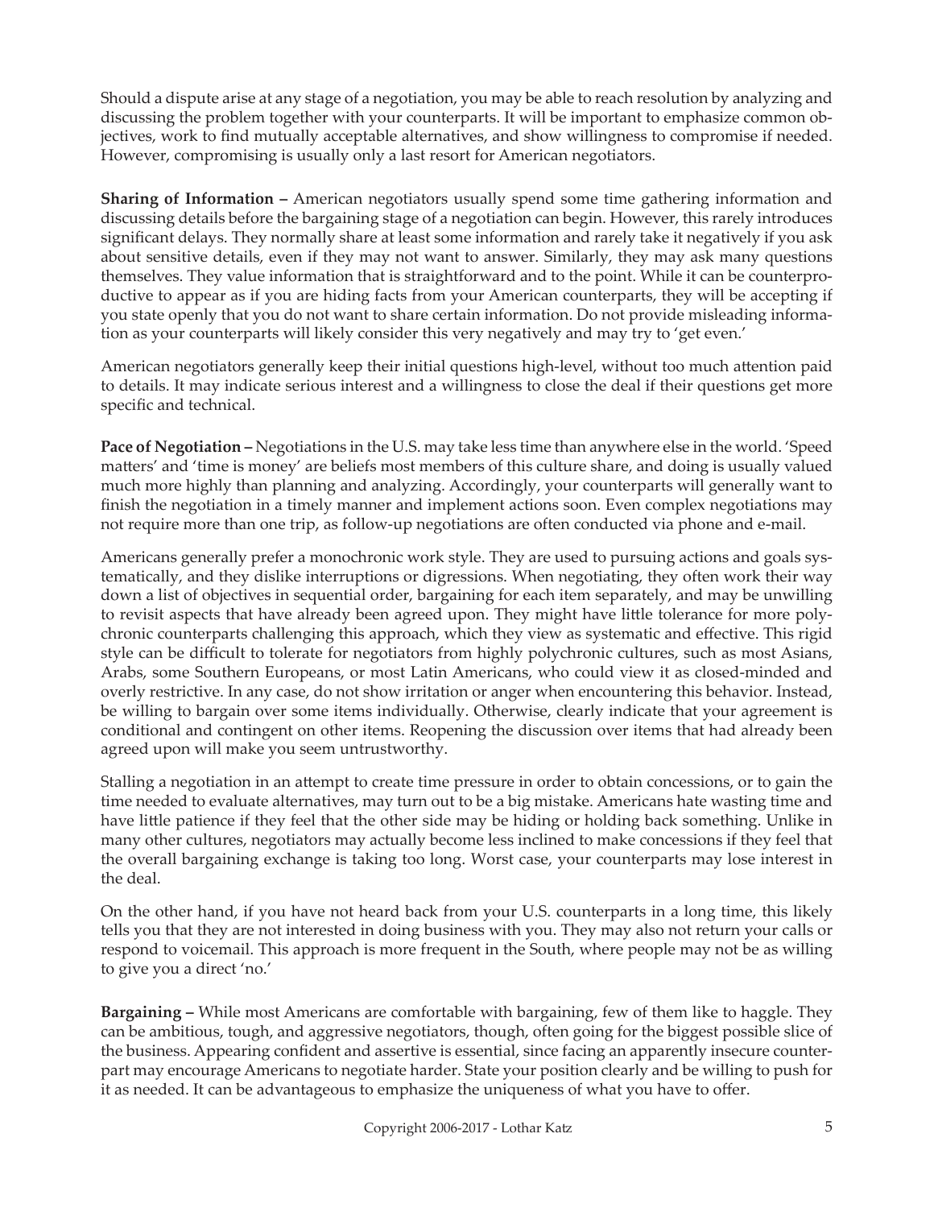Should a dispute arise at any stage of a negotiation, you may be able to reach resolution by analyzing and discussing the problem together with your counterparts. It will be important to emphasize common objectives, work to find mutually acceptable alternatives, and show willingness to compromise if needed. However, compromising is usually only a last resort for American negotiators.

**Sharing of Information –** American negotiators usually spend some time gathering information and discussing details before the bargaining stage of a negotiation can begin. However, this rarely introduces significant delays. They normally share at least some information and rarely take it negatively if you ask about sensitive details, even if they may not want to answer. Similarly, they may ask many questions themselves. They value information that is straightforward and to the point. While it can be counterproductive to appear as if you are hiding facts from your American counterparts, they will be accepting if you state openly that you do not want to share certain information. Do not provide misleading information as your counterparts will likely consider this very negatively and may try to 'get even.'

American negotiators generally keep their initial questions high-level, without too much attention paid to details. It may indicate serious interest and a willingness to close the deal if their questions get more specific and technical.

**Pace of Negotiation –** Negotiations in the U.S. may take less time than anywhere else in the world. 'Speed matters' and 'time is money' are beliefs most members of this culture share, and doing is usually valued much more highly than planning and analyzing. Accordingly, your counterparts will generally want to finish the negotiation in a timely manner and implement actions soon. Even complex negotiations may not require more than one trip, as follow-up negotiations are often conducted via phone and e-mail.

Americans generally prefer a monochronic work style. They are used to pursuing actions and goals systematically, and they dislike interruptions or digressions. When negotiating, they often work their way down a list of objectives in sequential order, bargaining for each item separately, and may be unwilling to revisit aspects that have already been agreed upon. They might have little tolerance for more polychronic counterparts challenging this approach, which they view as systematic and effective. This rigid style can be difficult to tolerate for negotiators from highly polychronic cultures, such as most Asians, Arabs, some Southern Europeans, or most Latin Americans, who could view it as closed-minded and overly restrictive. In any case, do not show irritation or anger when encountering this behavior. Instead, be willing to bargain over some items individually. Otherwise, clearly indicate that your agreement is conditional and contingent on other items. Reopening the discussion over items that had already been agreed upon will make you seem untrustworthy.

Stalling a negotiation in an attempt to create time pressure in order to obtain concessions, or to gain the time needed to evaluate alternatives, may turn out to be a big mistake. Americans hate wasting time and have little patience if they feel that the other side may be hiding or holding back something. Unlike in many other cultures, negotiators may actually become less inclined to make concessions if they feel that the overall bargaining exchange is taking too long. Worst case, your counterparts may lose interest in the deal.

On the other hand, if you have not heard back from your U.S. counterparts in a long time, this likely tells you that they are not interested in doing business with you. They may also not return your calls or respond to voicemail. This approach is more frequent in the South, where people may not be as willing to give you a direct 'no.'

**Bargaining –** While most Americans are comfortable with bargaining, few of them like to haggle. They can be ambitious, tough, and aggressive negotiators, though, often going for the biggest possible slice of the business. Appearing confident and assertive is essential, since facing an apparently insecure counterpart may encourage Americans to negotiate harder. State your position clearly and be willing to push for it as needed. It can be advantageous to emphasize the uniqueness of what you have to offer.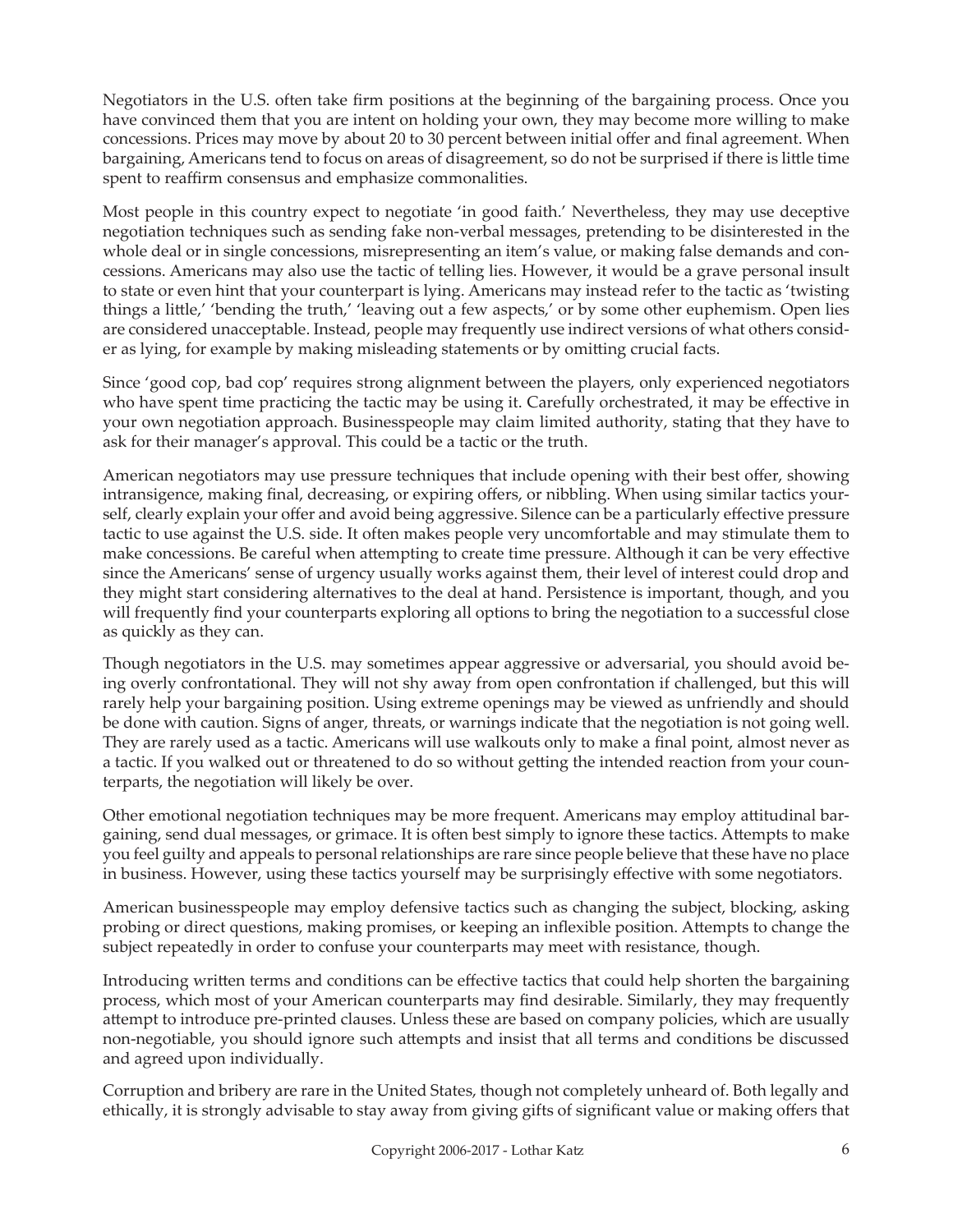Negotiators in the U.S. often take firm positions at the beginning of the bargaining process. Once you have convinced them that you are intent on holding your own, they may become more willing to make concessions. Prices may move by about 20 to 30 percent between initial offer and final agreement. When bargaining, Americans tend to focus on areas of disagreement, so do not be surprised if there is little time spent to reaffirm consensus and emphasize commonalities.

Most people in this country expect to negotiate 'in good faith.' Nevertheless, they may use deceptive negotiation techniques such as sending fake non-verbal messages, pretending to be disinterested in the whole deal or in single concessions, misrepresenting an item's value, or making false demands and concessions. Americans may also use the tactic of telling lies. However, it would be a grave personal insult to state or even hint that your counterpart is lying. Americans may instead refer to the tactic as 'twisting things a little,' 'bending the truth,' 'leaving out a few aspects,' or by some other euphemism. Open lies are considered unacceptable. Instead, people may frequently use indirect versions of what others consider as lying, for example by making misleading statements or by omitting crucial facts.

Since 'good cop, bad cop' requires strong alignment between the players, only experienced negotiators who have spent time practicing the tactic may be using it. Carefully orchestrated, it may be effective in your own negotiation approach. Businesspeople may claim limited authority, stating that they have to ask for their manager's approval. This could be a tactic or the truth.

American negotiators may use pressure techniques that include opening with their best offer, showing intransigence, making final, decreasing, or expiring offers, or nibbling. When using similar tactics yourself, clearly explain your offer and avoid being aggressive. Silence can be a particularly effective pressure tactic to use against the U.S. side. It often makes people very uncomfortable and may stimulate them to make concessions. Be careful when attempting to create time pressure. Although it can be very effective since the Americans' sense of urgency usually works against them, their level of interest could drop and they might start considering alternatives to the deal at hand. Persistence is important, though, and you will frequently find your counterparts exploring all options to bring the negotiation to a successful close as quickly as they can.

Though negotiators in the U.S. may sometimes appear aggressive or adversarial, you should avoid being overly confrontational. They will not shy away from open confrontation if challenged, but this will rarely help your bargaining position. Using extreme openings may be viewed as unfriendly and should be done with caution. Signs of anger, threats, or warnings indicate that the negotiation is not going well. They are rarely used as a tactic. Americans will use walkouts only to make a final point, almost never as a tactic. If you walked out or threatened to do so without getting the intended reaction from your counterparts, the negotiation will likely be over.

Other emotional negotiation techniques may be more frequent. Americans may employ attitudinal bargaining, send dual messages, or grimace. It is often best simply to ignore these tactics. Attempts to make you feel guilty and appeals to personal relationships are rare since people believe that these have no place in business. However, using these tactics yourself may be surprisingly effective with some negotiators.

American businesspeople may employ defensive tactics such as changing the subject, blocking, asking probing or direct questions, making promises, or keeping an inflexible position. Attempts to change the subject repeatedly in order to confuse your counterparts may meet with resistance, though.

Introducing written terms and conditions can be effective tactics that could help shorten the bargaining process, which most of your American counterparts may find desirable. Similarly, they may frequently attempt to introduce pre-printed clauses. Unless these are based on company policies, which are usually non-negotiable, you should ignore such attempts and insist that all terms and conditions be discussed and agreed upon individually.

Corruption and bribery are rare in the United States, though not completely unheard of. Both legally and ethically, it is strongly advisable to stay away from giving gifts of significant value or making offers that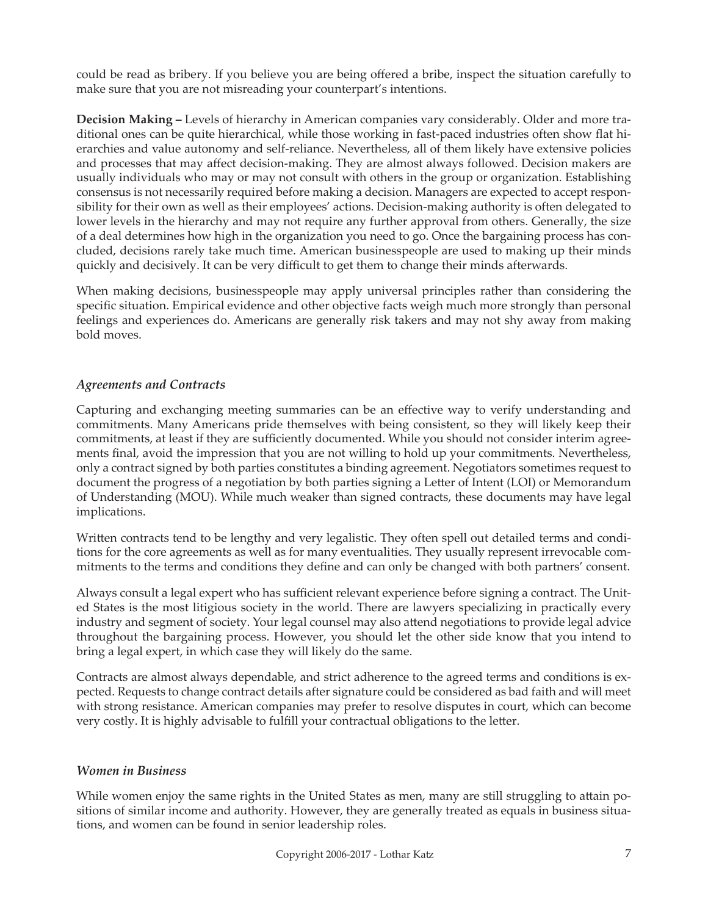could be read as bribery. If you believe you are being offered a bribe, inspect the situation carefully to make sure that you are not misreading your counterpart's intentions.

**Decision Making –** Levels of hierarchy in American companies vary considerably. Older and more traditional ones can be quite hierarchical, while those working in fast-paced industries often show flat hierarchies and value autonomy and self-reliance. Nevertheless, all of them likely have extensive policies and processes that may affect decision-making. They are almost always followed. Decision makers are usually individuals who may or may not consult with others in the group or organization. Establishing consensus is not necessarily required before making a decision. Managers are expected to accept responsibility for their own as well as their employees' actions. Decision-making authority is often delegated to lower levels in the hierarchy and may not require any further approval from others. Generally, the size of a deal determines how high in the organization you need to go. Once the bargaining process has concluded, decisions rarely take much time. American businesspeople are used to making up their minds quickly and decisively. It can be very difficult to get them to change their minds afterwards.

When making decisions, businesspeople may apply universal principles rather than considering the specific situation. Empirical evidence and other objective facts weigh much more strongly than personal feelings and experiences do. Americans are generally risk takers and may not shy away from making bold moves.

### *Agreements and Contracts*

Capturing and exchanging meeting summaries can be an effective way to verify understanding and commitments. Many Americans pride themselves with being consistent, so they will likely keep their commitments, at least if they are sufficiently documented. While you should not consider interim agreements final, avoid the impression that you are not willing to hold up your commitments. Nevertheless, only a contract signed by both parties constitutes a binding agreement. Negotiators sometimes request to document the progress of a negotiation by both parties signing a Letter of Intent (LOI) or Memorandum of Understanding (MOU). While much weaker than signed contracts, these documents may have legal implications.

Written contracts tend to be lengthy and very legalistic. They often spell out detailed terms and conditions for the core agreements as well as for many eventualities. They usually represent irrevocable commitments to the terms and conditions they define and can only be changed with both partners' consent.

Always consult a legal expert who has sufficient relevant experience before signing a contract. The United States is the most litigious society in the world. There are lawyers specializing in practically every industry and segment of society. Your legal counsel may also attend negotiations to provide legal advice throughout the bargaining process. However, you should let the other side know that you intend to bring a legal expert, in which case they will likely do the same.

Contracts are almost always dependable, and strict adherence to the agreed terms and conditions is expected. Requests to change contract details after signature could be considered as bad faith and will meet with strong resistance. American companies may prefer to resolve disputes in court, which can become very costly. It is highly advisable to fulfill your contractual obligations to the letter.

### *Women in Business*

While women enjoy the same rights in the United States as men, many are still struggling to attain positions of similar income and authority. However, they are generally treated as equals in business situations, and women can be found in senior leadership roles.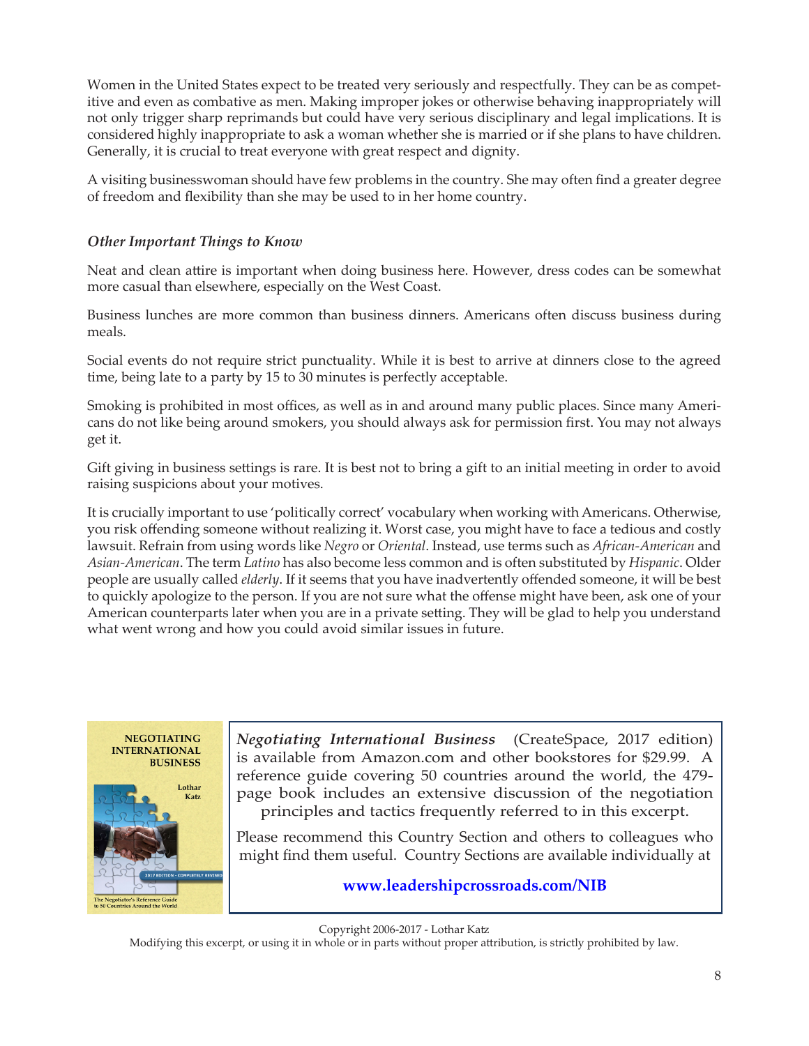Women in the United States expect to be treated very seriously and respectfully. They can be as competitive and even as combative as men. Making improper jokes or otherwise behaving inappropriately will not only trigger sharp reprimands but could have very serious disciplinary and legal implications. It is considered highly inappropriate to ask a woman whether she is married or if she plans to have children. Generally, it is crucial to treat everyone with great respect and dignity.

A visiting businesswoman should have few problems in the country. She may often find a greater degree of freedom and flexibility than she may be used to in her home country.

### *Other Important Things to Know*

Neat and clean attire is important when doing business here. However, dress codes can be somewhat more casual than elsewhere, especially on the West Coast.

Business lunches are more common than business dinners. Americans often discuss business during meals.

Social events do not require strict punctuality. While it is best to arrive at dinners close to the agreed time, being late to a party by 15 to 30 minutes is perfectly acceptable.

Smoking is prohibited in most offices, as well as in and around many public places. Since many Americans do not like being around smokers, you should always ask for permission first. You may not always get it.

Gift giving in business settings is rare. It is best not to bring a gift to an initial meeting in order to avoid raising suspicions about your motives.

It is crucially important to use 'politically correct' vocabulary when working with Americans. Otherwise, you risk offending someone without realizing it. Worst case, you might have to face a tedious and costly lawsuit. Refrain from using words like *Negro* or *Oriental*. Instead, use terms such as *African-American* and *Asian-American*. The term *Latino* has also become less common and is often substituted by *Hispanic*. Older people are usually called *elderly*. If it seems that you have inadvertently offended someone, it will be best to quickly apologize to the person. If you are not sure what the offense might have been, ask one of your American counterparts later when you are in a private setting. They will be glad to help you understand what went wrong and how you could avoid similar issues in future.

NEGOTIATING INTERNATIONAL BUSINESS

Lothar Katz

2017 EDITION - COMPLETELY REVISED

The Negotiator's Reference Guide to 50 Countries Around the World

*Negotiating International Business* (CreateSpace, 2017 edition) is available from Amazon.com and other bookstores for $29.99. A reference guide covering 50 countries around the world, the 479-page book includes an extensive discussion of the negotiation principles and tactics frequently referred to in this excerpt.

Please recommend this Country Section and others to colleagues who might find them useful. Country Sections are available individually at

**www.leadershipcrossroads.com/NIB**

Copyright 2006-2017 - Lothar Katz

Modifying this excerpt, or using it in whole or in parts without proper attribution, is strictly prohibited by law.